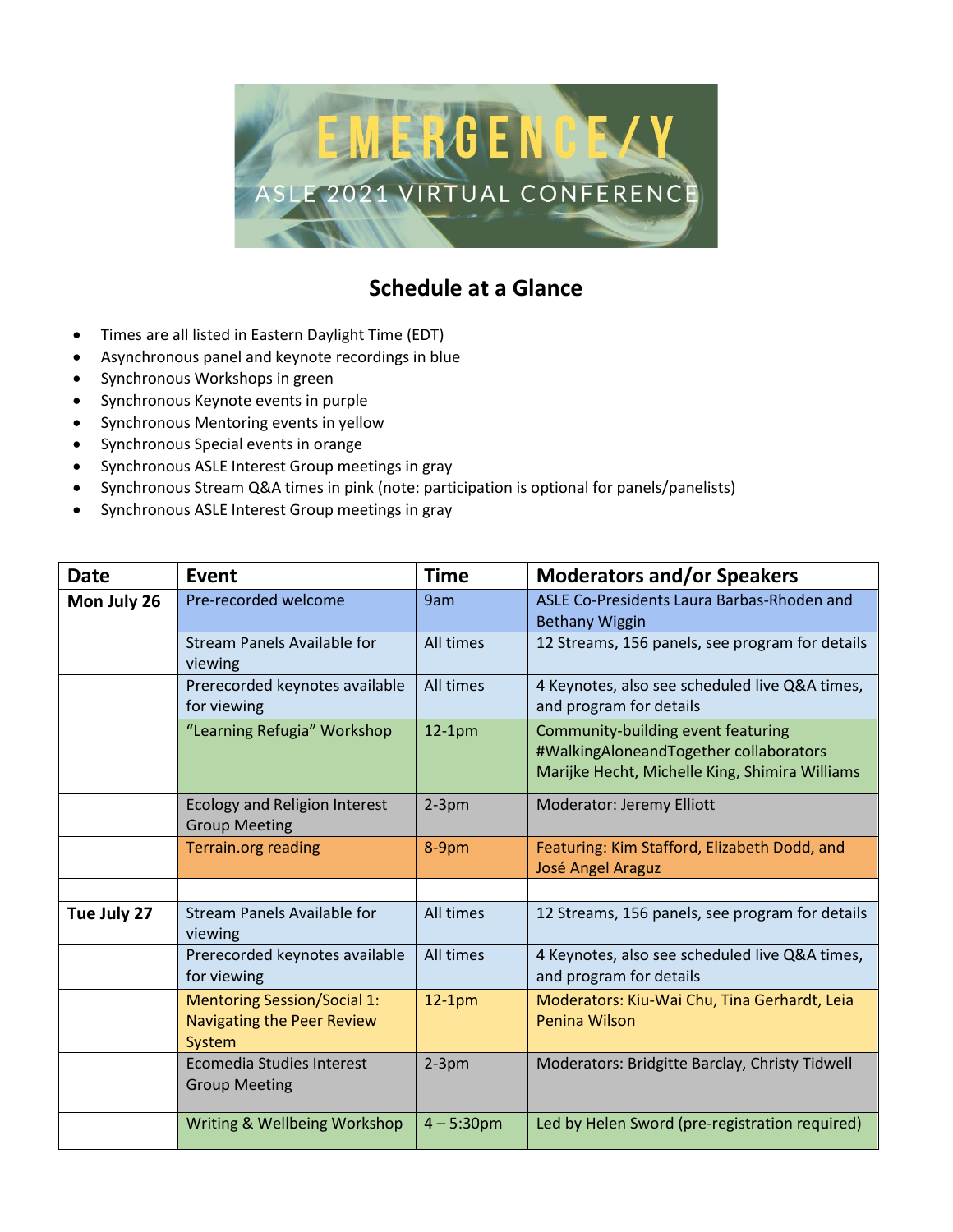EMERGENCE/Y

ASLE 2021 VIRTUAL CONFERENCE

## Schedule at a Glance

- Times are all listed in Eastern Daylight Time (EDT)
- Asynchronous panel and keynote recordings in blue
- Synchronous Workshops in green
- Synchronous Keynote events in purple
- Synchronous Mentoring events in yellow
- Synchronous Special events in orange
- Synchronous ASLE Interest Group meetings in gray
- Synchronous Stream Q&A times in pink (note: participation is optional for panels/panelists)
- Synchronous ASLE Interest Group meetings in gray

| Date | Event | Time | Moderators and/or Speakers |
|---|---|---|---|
| **Mon July 26** | Pre-recorded welcome | 9am | ASLE Co-Presidents Laura Barbas-Rhoden and Bethany Wiggin |
| | Stream Panels Available for viewing | All times | 12 Streams, 156 panels, see program for details |
| | Prerecorded keynotes available for viewing | All times | 4 Keynotes, also see scheduled live Q&A times, and program for details |
| | "Learning Refugia" Workshop | 12-1pm | Community-building event featuring #WalkingAloneandTogether collaborators Marijke Hecht, Michelle King, Shimira Williams |
| | Ecology and Religion Interest Group Meeting | 2-3pm | Moderator: Jeremy Elliott |
| | Terrain.org reading | 8-9pm | Featuring: Kim Stafford, Elizabeth Dodd, and José Angel Araguz |
| | | | |
| **Tue July 27** | Stream Panels Available for viewing | All times | 12 Streams, 156 panels, see program for details |
| | Prerecorded keynotes available for viewing | All times | 4 Keynotes, also see scheduled live Q&A times, and program for details |
| | Mentoring Session/Social 1: Navigating the Peer Review System | 12-1pm | Moderators: Kiu-Wai Chu, Tina Gerhardt, Leia Penina Wilson |
| | Ecomedia Studies Interest Group Meeting | 2-3pm | Moderators: Bridgitte Barclay, Christy Tidwell |
| | Writing & Wellbeing Workshop | 4 – 5:30pm | Led by Helen Sword (pre-registration required) |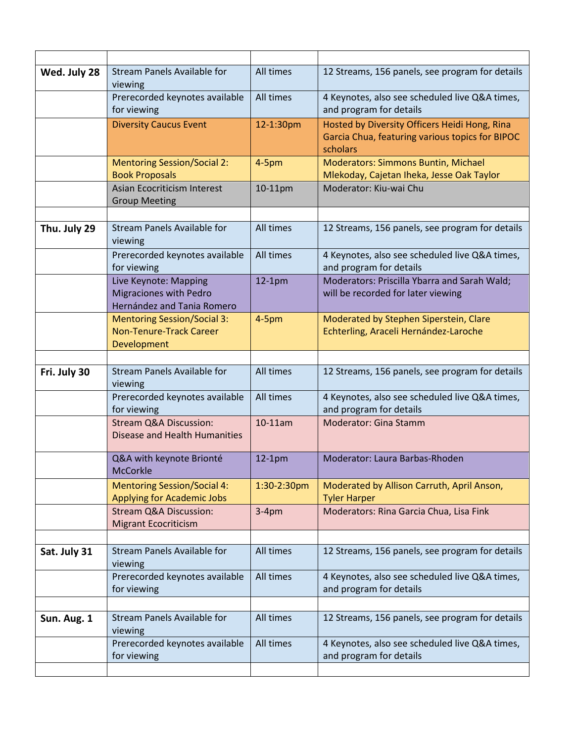| | | | |
|---|---|---|---|
| **Wed. July 28** | Stream Panels Available for viewing | All times | 12 Streams, 156 panels, see program for details |
| | Prerecorded keynotes available for viewing | All times | 4 Keynotes, also see scheduled live Q&A times, and program for details |
| | Diversity Caucus Event | 12-1:30pm | Hosted by Diversity Officers Heidi Hong, Rina Garcia Chua, featuring various topics for BIPOC scholars |
| | Mentoring Session/Social 2: Book Proposals | 4-5pm | Moderators: Simmons Buntin, Michael Mlekoday, Cajetan Iheka, Jesse Oak Taylor |
| | Asian Ecocriticism Interest Group Meeting | 10-11pm | Moderator: Kiu-wai Chu |
| | | | |
| **Thu. July 29** | Stream Panels Available for viewing | All times | 12 Streams, 156 panels, see program for details |
| | Prerecorded keynotes available for viewing | All times | 4 Keynotes, also see scheduled live Q&A times, and program for details |
| | Live Keynote: Mapping Migraciones with Pedro Hernández and Tania Romero | 12-1pm | Moderators: Priscilla Ybarra and Sarah Wald; will be recorded for later viewing |
| | Mentoring Session/Social 3: Non-Tenure-Track Career Development | 4-5pm | Moderated by Stephen Siperstein, Clare Echterling, Araceli Hernández-Laroche |
| | | | |
| **Fri. July 30** | Stream Panels Available for viewing | All times | 12 Streams, 156 panels, see program for details |
| | Prerecorded keynotes available for viewing | All times | 4 Keynotes, also see scheduled live Q&A times, and program for details |
| | Stream Q&A Discussion: Disease and Health Humanities | 10-11am | Moderator: Gina Stamm |
| | Q&A with keynote Brionté McCorkle | 12-1pm | Moderator: Laura Barbas-Rhoden |
| | Mentoring Session/Social 4: Applying for Academic Jobs | 1:30-2:30pm | Moderated by Allison Carruth, April Anson, Tyler Harper |
| | Stream Q&A Discussion: Migrant Ecocriticism | 3-4pm | Moderators: Rina Garcia Chua, Lisa Fink |
| | | | |
| **Sat. July 31** | Stream Panels Available for viewing | All times | 12 Streams, 156 panels, see program for details |
| | Prerecorded keynotes available for viewing | All times | 4 Keynotes, also see scheduled live Q&A times, and program for details |
| | | | |
| **Sun. Aug. 1** | Stream Panels Available for viewing | All times | 12 Streams, 156 panels, see program for details |
| | Prerecorded keynotes available for viewing | All times | 4 Keynotes, also see scheduled live Q&A times, and program for details |
| | | | |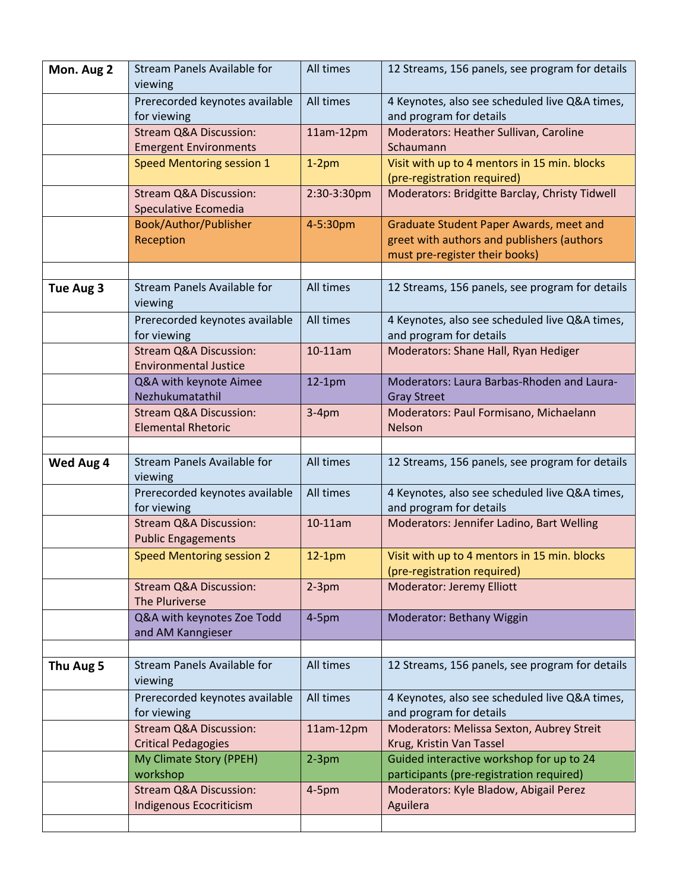| | | | |
|---|---|---|---|
| **Mon. Aug 2** | Stream Panels Available for viewing | All times | 12 Streams, 156 panels, see program for details |
| | Prerecorded keynotes available for viewing | All times | 4 Keynotes, also see scheduled live Q&A times, and program for details |
| | Stream Q&A Discussion: Emergent Environments | 11am-12pm | Moderators: Heather Sullivan, Caroline Schaumann |
| | Speed Mentoring session 1 | 1-2pm | Visit with up to 4 mentors in 15 min. blocks (pre-registration required) |
| | Stream Q&A Discussion: Speculative Ecomedia | 2:30-3:30pm | Moderators: Bridgitte Barclay, Christy Tidwell |
| | Book/Author/Publisher Reception | 4-5:30pm | Graduate Student Paper Awards, meet and greet with authors and publishers (authors must pre-register their books) |
| | | | |
| **Tue Aug 3** | Stream Panels Available for viewing | All times | 12 Streams, 156 panels, see program for details |
| | Prerecorded keynotes available for viewing | All times | 4 Keynotes, also see scheduled live Q&A times, and program for details |
| | Stream Q&A Discussion: Environmental Justice | 10-11am | Moderators: Shane Hall, Ryan Hediger |
| | Q&A with keynote Aimee Nezhukumatathil | 12-1pm | Moderators: Laura Barbas-Rhoden and Laura-Gray Street |
| | Stream Q&A Discussion: Elemental Rhetoric | 3-4pm | Moderators: Paul Formisano, Michaelann Nelson |
| | | | |
| **Wed Aug 4** | Stream Panels Available for viewing | All times | 12 Streams, 156 panels, see program for details |
| | Prerecorded keynotes available for viewing | All times | 4 Keynotes, also see scheduled live Q&A times, and program for details |
| | Stream Q&A Discussion: Public Engagements | 10-11am | Moderators: Jennifer Ladino, Bart Welling |
| | Speed Mentoring session 2 | 12-1pm | Visit with up to 4 mentors in 15 min. blocks (pre-registration required) |
| | Stream Q&A Discussion: The Pluriverse | 2-3pm | Moderator: Jeremy Elliott |
| | Q&A with keynotes Zoe Todd and AM Kanngieser | 4-5pm | Moderator: Bethany Wiggin |
| | | | |
| **Thu Aug 5** | Stream Panels Available for viewing | All times | 12 Streams, 156 panels, see program for details |
| | Prerecorded keynotes available for viewing | All times | 4 Keynotes, also see scheduled live Q&A times, and program for details |
| | Stream Q&A Discussion: Critical Pedagogies | 11am-12pm | Moderators: Melissa Sexton, Aubrey Streit Krug, Kristin Van Tassel |
| | My Climate Story (PPEH) workshop | 2-3pm | Guided interactive workshop for up to 24 participants (pre-registration required) |
| | Stream Q&A Discussion: Indigenous Ecocriticism | 4-5pm | Moderators: Kyle Bladow, Abigail Perez Aguilera |
| | | | |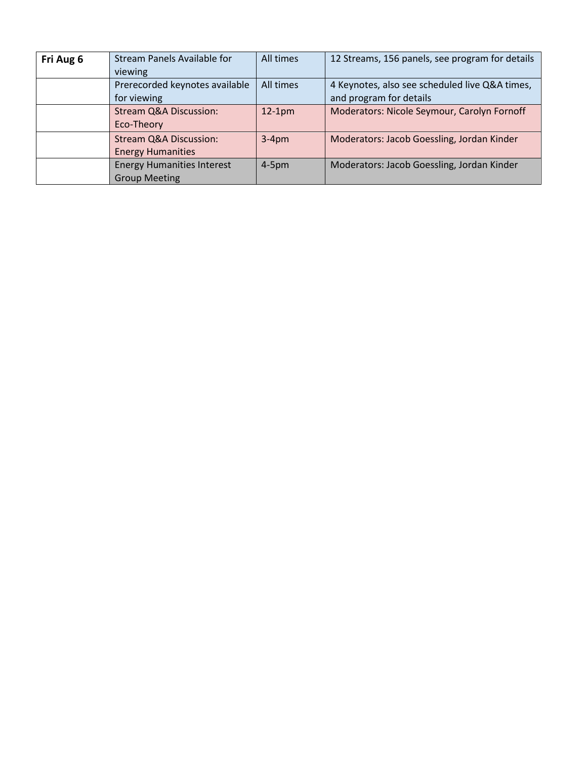| | | | |
|---|---|---|---|
| **Fri Aug 6** | Stream Panels Available for viewing | All times | 12 Streams, 156 panels, see program for details |
| | Prerecorded keynotes available for viewing | All times | 4 Keynotes, also see scheduled live Q&A times, and program for details |
| | Stream Q&A Discussion: Eco-Theory | 12-1pm | Moderators: Nicole Seymour, Carolyn Fornoff |
| | Stream Q&A Discussion: Energy Humanities | 3-4pm | Moderators: Jacob Goessling, Jordan Kinder |
| | Energy Humanities Interest Group Meeting | 4-5pm | Moderators: Jacob Goessling, Jordan Kinder |